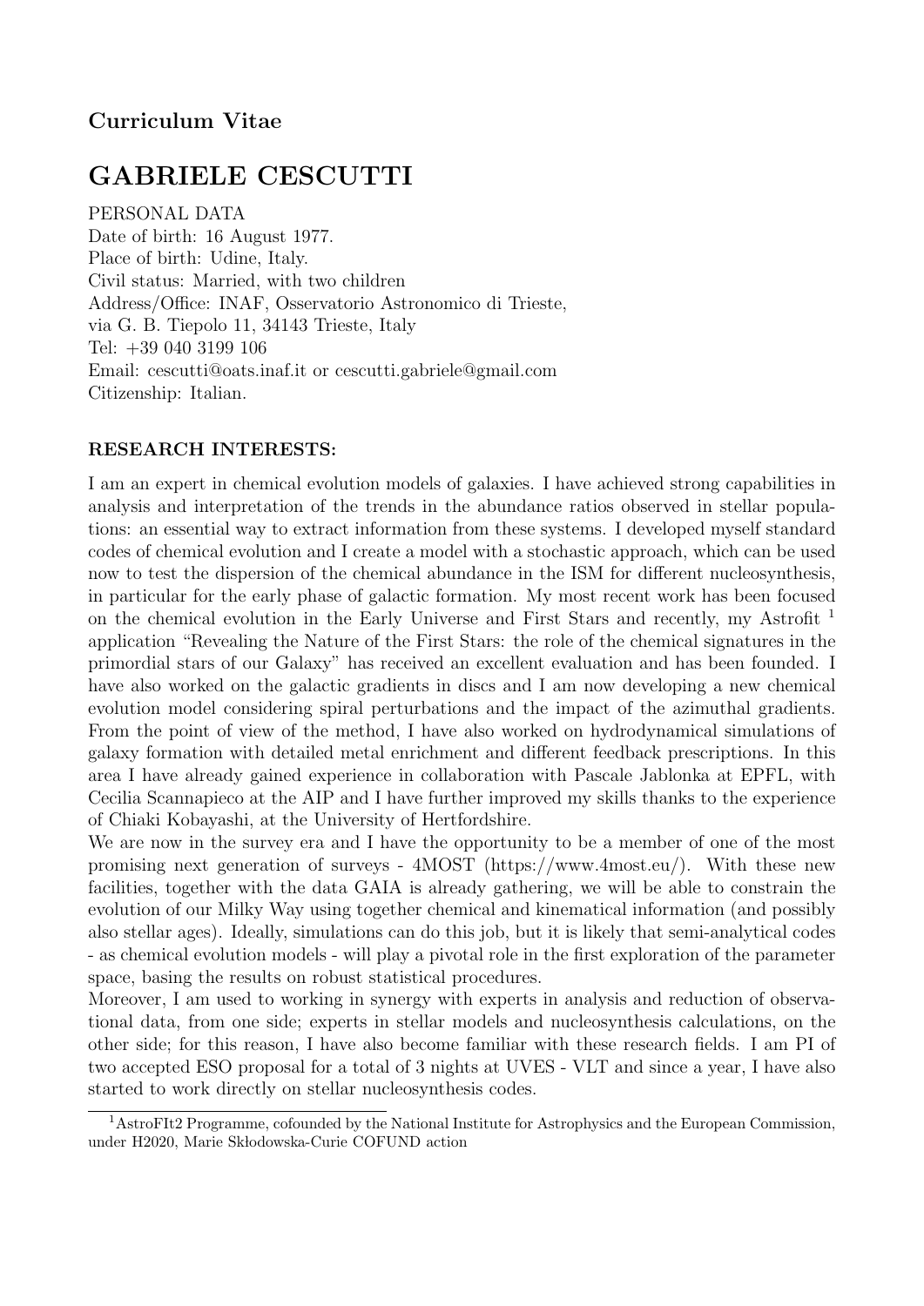**Curriculum Vitae**

# GABRIELE CESCUTTI

PERSONAL DATA
Date of birth: 16 August 1977.
Place of birth: Udine, Italy.
Civil status: Married, with two children
Address/Office: INAF, Osservatorio Astronomico di Trieste,
via G. B. Tiepolo 11, 34143 Trieste, Italy
Tel: +39 040 3199 106
Email: cescutti@oats.inaf.it or cescutti.gabriele@gmail.com
Citizenship: Italian.

## RESEARCH INTERESTS:

I am an expert in chemical evolution models of galaxies. I have achieved strong capabilities in analysis and interpretation of the trends in the abundance ratios observed in stellar populations: an essential way to extract information from these systems. I developed myself standard codes of chemical evolution and I create a model with a stochastic approach, which can be used now to test the dispersion of the chemical abundance in the ISM for different nucleosynthesis, in particular for the early phase of galactic formation. My most recent work has been focused on the chemical evolution in the Early Universe and First Stars and recently, my Astrofit [1] application "Revealing the Nature of the First Stars: the role of the chemical signatures in the primordial stars of our Galaxy" has received an excellent evaluation and has been founded. I have also worked on the galactic gradients in discs and I am now developing a new chemical evolution model considering spiral perturbations and the impact of the azimuthal gradients. From the point of view of the method, I have also worked on hydrodynamical simulations of galaxy formation with detailed metal enrichment and different feedback prescriptions. In this area I have already gained experience in collaboration with Pascale Jablonka at EPFL, with Cecilia Scannapieco at the AIP and I have further improved my skills thanks to the experience of Chiaki Kobayashi, at the University of Hertfordshire.

We are now in the survey era and I have the opportunity to be a member of one of the most promising next generation of surveys - 4MOST (https://www.4most.eu/). With these new facilities, together with the data GAIA is already gathering, we will be able to constrain the evolution of our Milky Way using together chemical and kinematical information (and possibly also stellar ages). Ideally, simulations can do this job, but it is likely that semi-analytical codes - as chemical evolution models - will play a pivotal role in the first exploration of the parameter space, basing the results on robust statistical procedures.

Moreover, I am used to working in synergy with experts in analysis and reduction of observational data, from one side; experts in stellar models and nucleosynthesis calculations, on the other side; for this reason, I have also become familiar with these research fields. I am PI of two accepted ESO proposal for a total of 3 nights at UVES - VLT and since a year, I have also started to work directly on stellar nucleosynthesis codes.

[1] AstroFIt2 Programme, cofounded by the National Institute for Astrophysics and the European Commission, under H2020, Marie Skłodowska-Curie COFUND action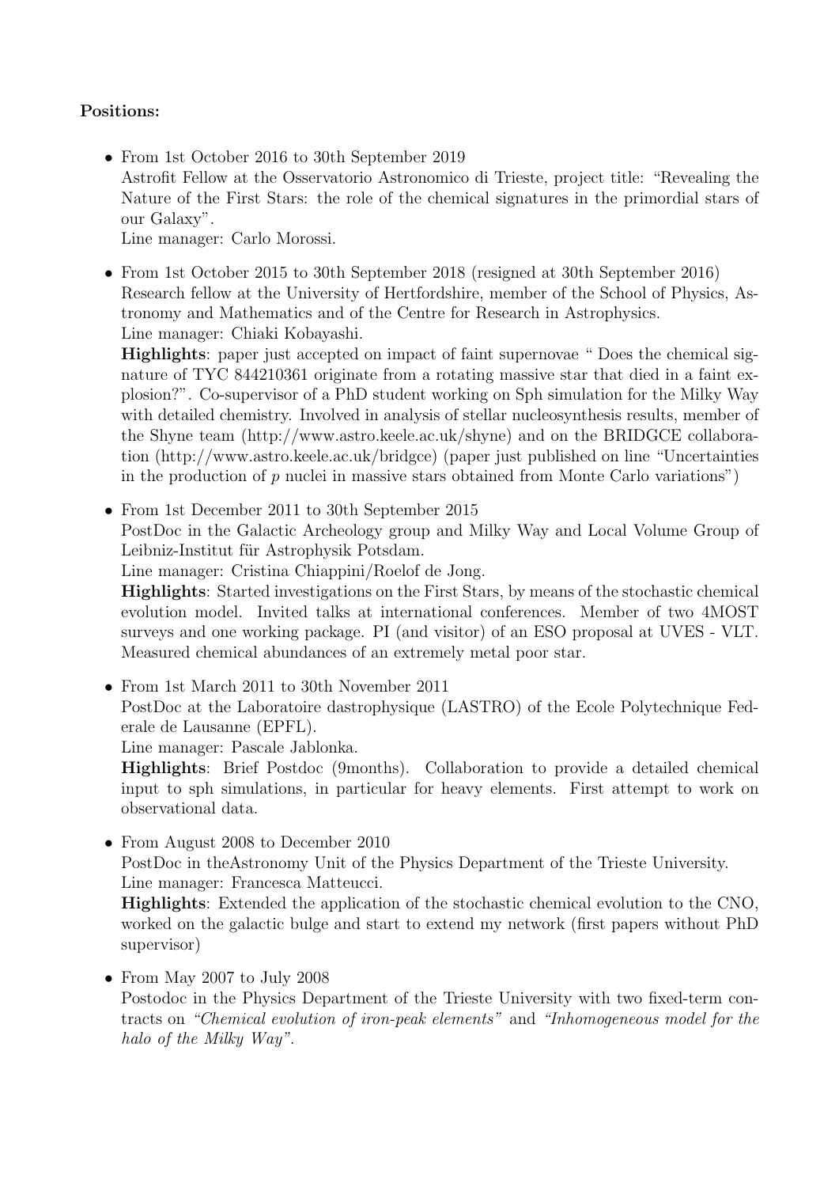**Positions:**

- From 1st October 2016 to 30th September 2019
  Astrofit Fellow at the Osservatorio Astronomico di Trieste, project title: "Revealing the Nature of the First Stars: the role of the chemical signatures in the primordial stars of our Galaxy".
  Line manager: Carlo Morossi.

- From 1st October 2015 to 30th September 2018 (resigned at 30th September 2016)
  Research fellow at the University of Hertfordshire, member of the School of Physics, Astronomy and Mathematics and of the Centre for Research in Astrophysics.
  Line manager: Chiaki Kobayashi.
  **Highlights**: paper just accepted on impact of faint supernovae " Does the chemical signature of TYC 844210361 originate from a rotating massive star that died in a faint explosion?". Co-supervisor of a PhD student working on Sph simulation for the Milky Way with detailed chemistry. Involved in analysis of stellar nucleosynthesis results, member of the Shyne team (http://www.astro.keele.ac.uk/shyne) and on the BRIDGCE collaboration (http://www.astro.keele.ac.uk/bridgce) (paper just published on line "Uncertainties in the production of *p* nuclei in massive stars obtained from Monte Carlo variations")

- From 1st December 2011 to 30th September 2015
  PostDoc in the Galactic Archeology group and Milky Way and Local Volume Group of Leibniz-Institut für Astrophysik Potsdam.
  Line manager: Cristina Chiappini/Roelof de Jong.
  **Highlights**: Started investigations on the First Stars, by means of the stochastic chemical evolution model. Invited talks at international conferences. Member of two 4MOST surveys and one working package. PI (and visitor) of an ESO proposal at UVES - VLT. Measured chemical abundances of an extremely metal poor star.

- From 1st March 2011 to 30th November 2011
  PostDoc at the Laboratoire dastrophysique (LASTRO) of the Ecole Polytechnique Federale de Lausanne (EPFL).
  Line manager: Pascale Jablonka.
  **Highlights**: Brief Postdoc (9months). Collaboration to provide a detailed chemical input to sph simulations, in particular for heavy elements. First attempt to work on observational data.

- From August 2008 to December 2010
  PostDoc in theAstronomy Unit of the Physics Department of the Trieste University.
  Line manager: Francesca Matteucci.
  **Highlights**: Extended the application of the stochastic chemical evolution to the CNO, worked on the galactic bulge and start to extend my network (first papers without PhD supervisor)

- From May 2007 to July 2008
  Postodoc in the Physics Department of the Trieste University with two fixed-term contracts on *"Chemical evolution of iron-peak elements"* and *"Inhomogeneous model for the halo of the Milky Way"*.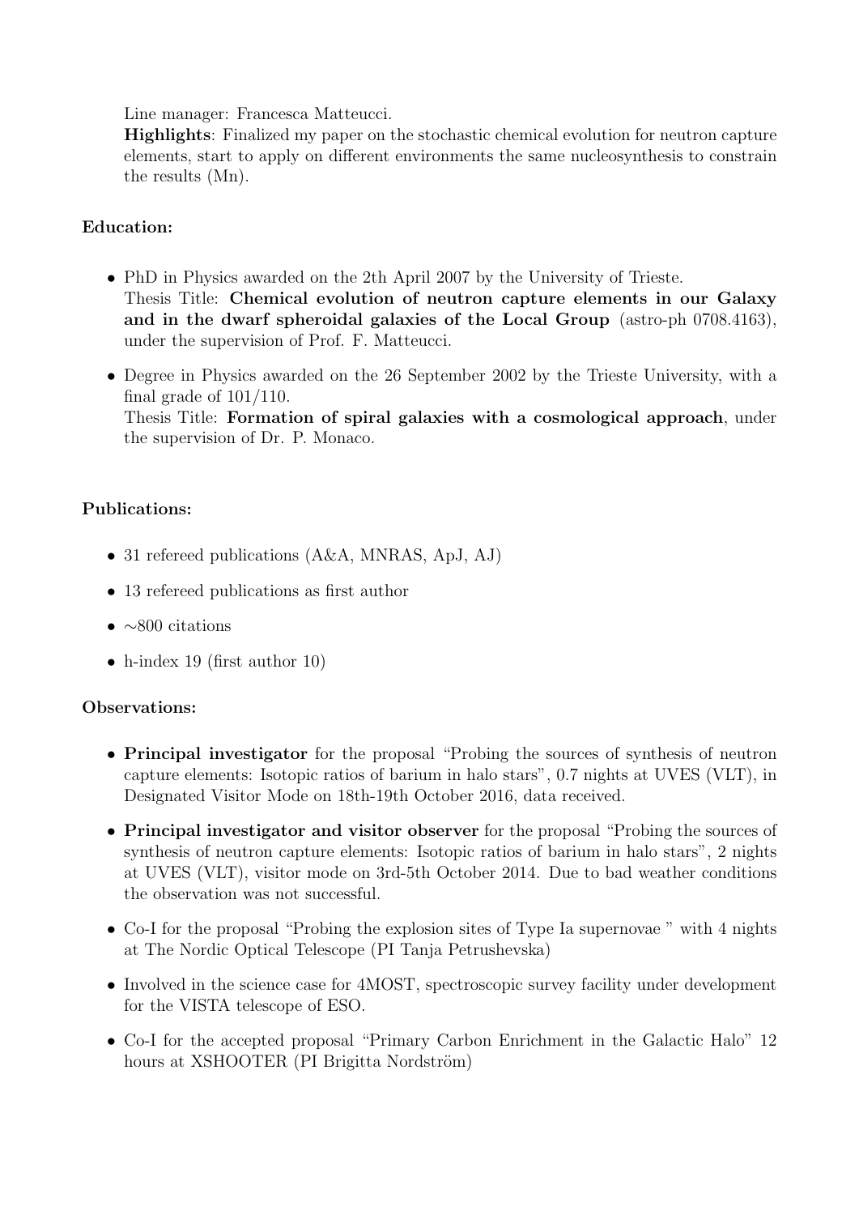Line manager: Francesca Matteucci.
**Highlights**: Finalized my paper on the stochastic chemical evolution for neutron capture elements, start to apply on different environments the same nucleosynthesis to constrain the results (Mn).

**Education:**

- PhD in Physics awarded on the 2th April 2007 by the University of Trieste.
  Thesis Title: **Chemical evolution of neutron capture elements in our Galaxy and in the dwarf spheroidal galaxies of the Local Group** (astro-ph 0708.4163), under the supervision of Prof. F. Matteucci.
- Degree in Physics awarded on the 26 September 2002 by the Trieste University, with a final grade of 101/110.
  Thesis Title: **Formation of spiral galaxies with a cosmological approach**, under the supervision of Dr. P. Monaco.

**Publications:**

- 31 refereed publications (A&A, MNRAS, ApJ, AJ)
- 13 refereed publications as first author
- $\sim$800 citations
- h-index 19 (first author 10)

**Observations:**

- **Principal investigator** for the proposal "Probing the sources of synthesis of neutron capture elements: Isotopic ratios of barium in halo stars", 0.7 nights at UVES (VLT), in Designated Visitor Mode on 18th-19th October 2016, data received.
- **Principal investigator and visitor observer** for the proposal "Probing the sources of synthesis of neutron capture elements: Isotopic ratios of barium in halo stars", 2 nights at UVES (VLT), visitor mode on 3rd-5th October 2014. Due to bad weather conditions the observation was not successful.
- Co-I for the proposal "Probing the explosion sites of Type Ia supernovae " with 4 nights at The Nordic Optical Telescope (PI Tanja Petrushevska)
- Involved in the science case for 4MOST, spectroscopic survey facility under development for the VISTA telescope of ESO.
- Co-I for the accepted proposal "Primary Carbon Enrichment in the Galactic Halo" 12 hours at XSHOOTER (PI Brigitta Nordström)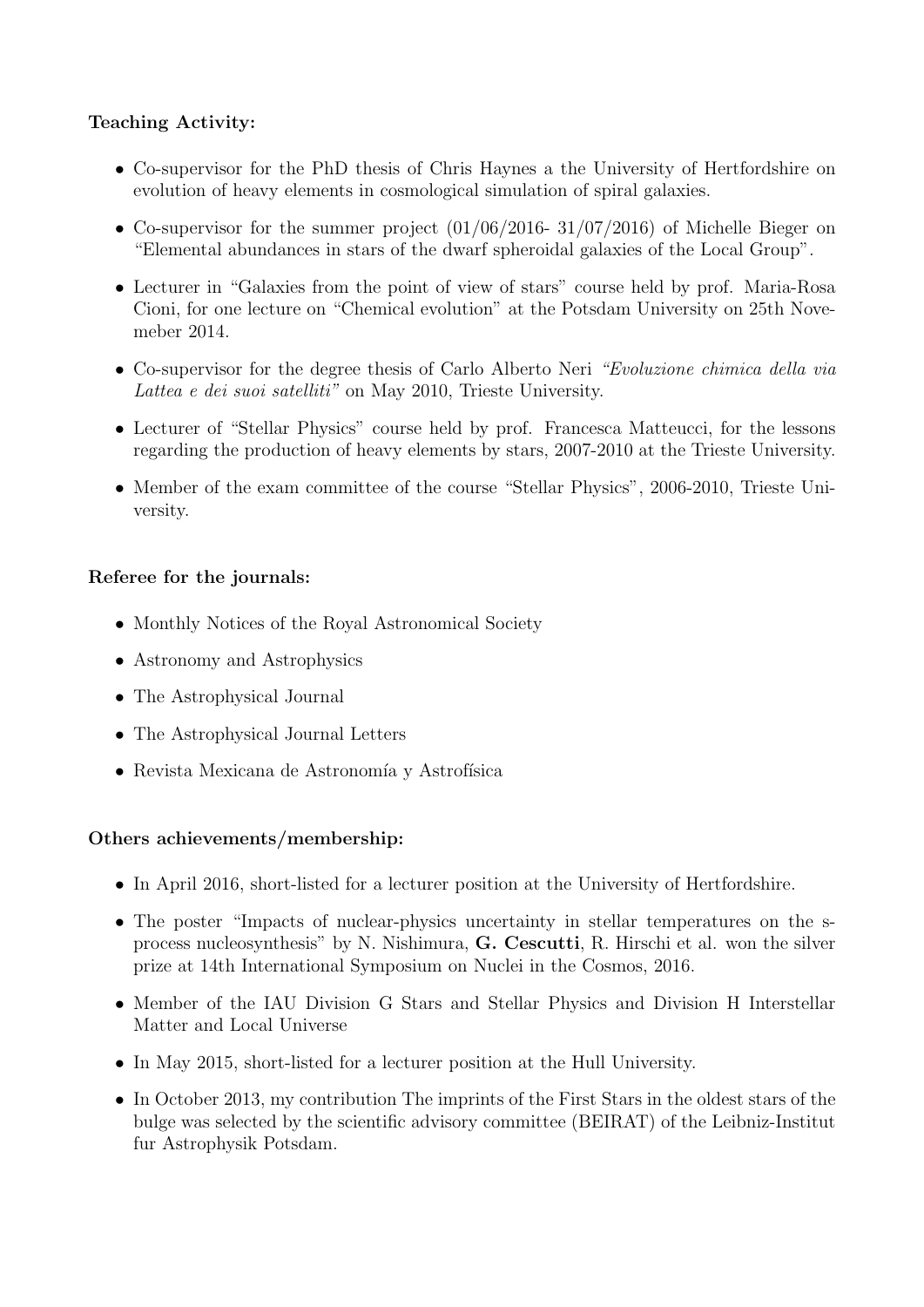**Teaching Activity:**

- Co-supervisor for the PhD thesis of Chris Haynes a the University of Hertfordshire on evolution of heavy elements in cosmological simulation of spiral galaxies.
- Co-supervisor for the summer project (01/06/2016- 31/07/2016) of Michelle Bieger on "Elemental abundances in stars of the dwarf spheroidal galaxies of the Local Group".
- Lecturer in "Galaxies from the point of view of stars" course held by prof. Maria-Rosa Cioni, for one lecture on "Chemical evolution" at the Potsdam University on 25th Novemeber 2014.
- Co-supervisor for the degree thesis of Carlo Alberto Neri *"Evoluzione chimica della via Lattea e dei suoi satelliti"* on May 2010, Trieste University.
- Lecturer of "Stellar Physics" course held by prof. Francesca Matteucci, for the lessons regarding the production of heavy elements by stars, 2007-2010 at the Trieste University.
- Member of the exam committee of the course "Stellar Physics", 2006-2010, Trieste University.

**Referee for the journals:**

- Monthly Notices of the Royal Astronomical Society
- Astronomy and Astrophysics
- The Astrophysical Journal
- The Astrophysical Journal Letters
- Revista Mexicana de Astronomía y Astrofísica

**Others achievements/membership:**

- In April 2016, short-listed for a lecturer position at the University of Hertfordshire.
- The poster "Impacts of nuclear-physics uncertainty in stellar temperatures on the s-process nucleosynthesis" by N. Nishimura, **G. Cescutti**, R. Hirschi et al. won the silver prize at 14th International Symposium on Nuclei in the Cosmos, 2016.
- Member of the IAU Division G Stars and Stellar Physics and Division H Interstellar Matter and Local Universe
- In May 2015, short-listed for a lecturer position at the Hull University.
- In October 2013, my contribution The imprints of the First Stars in the oldest stars of the bulge was selected by the scientific advisory committee (BEIRAT) of the Leibniz-Institut fur Astrophysik Potsdam.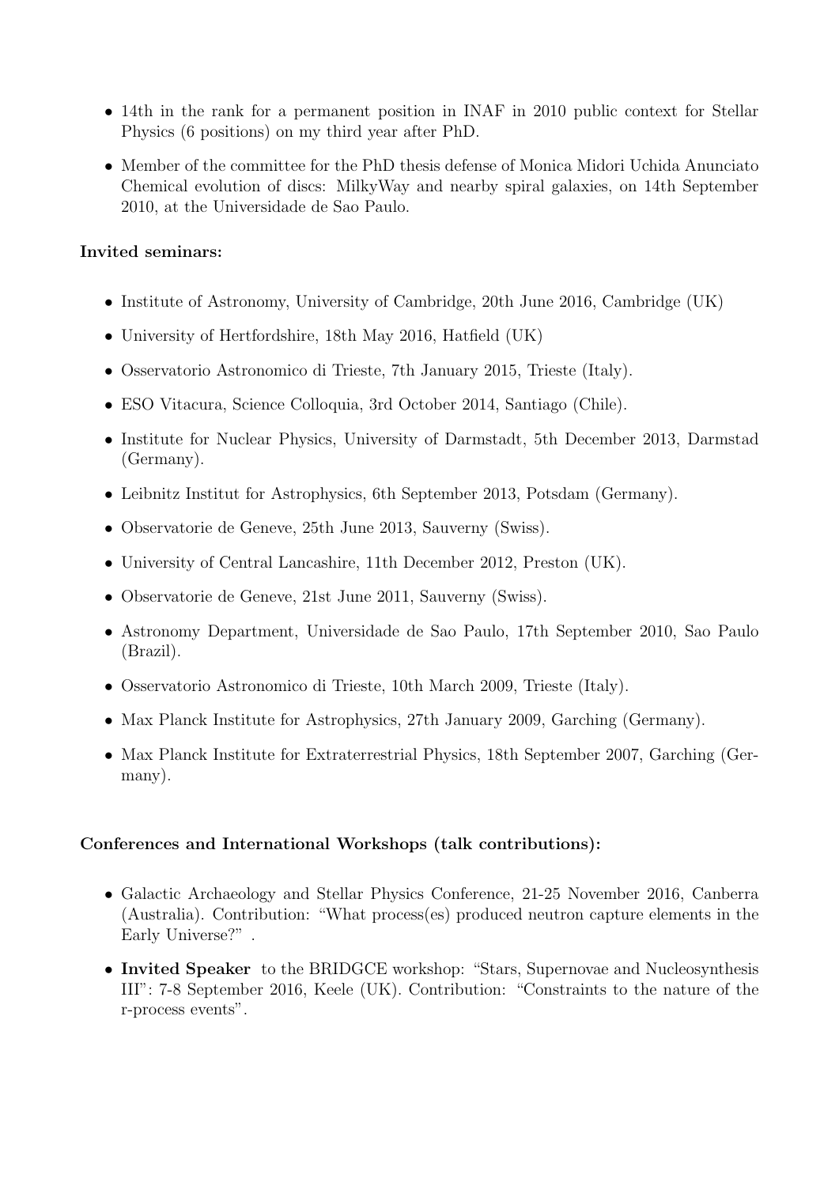- 14th in the rank for a permanent position in INAF in 2010 public context for Stellar Physics (6 positions) on my third year after PhD.
- Member of the committee for the PhD thesis defense of Monica Midori Uchida Anunciato Chemical evolution of discs: MilkyWay and nearby spiral galaxies, on 14th September 2010, at the Universidade de Sao Paulo.

**Invited seminars:**

- Institute of Astronomy, University of Cambridge, 20th June 2016, Cambridge (UK)
- University of Hertfordshire, 18th May 2016, Hatfield (UK)
- Osservatorio Astronomico di Trieste, 7th January 2015, Trieste (Italy).
- ESO Vitacura, Science Colloquia, 3rd October 2014, Santiago (Chile).
- Institute for Nuclear Physics, University of Darmstadt, 5th December 2013, Darmstad (Germany).
- Leibnitz Institut for Astrophysics, 6th September 2013, Potsdam (Germany).
- Observatorie de Geneve, 25th June 2013, Sauverny (Swiss).
- University of Central Lancashire, 11th December 2012, Preston (UK).
- Observatorie de Geneve, 21st June 2011, Sauverny (Swiss).
- Astronomy Department, Universidade de Sao Paulo, 17th September 2010, Sao Paulo (Brazil).
- Osservatorio Astronomico di Trieste, 10th March 2009, Trieste (Italy).
- Max Planck Institute for Astrophysics, 27th January 2009, Garching (Germany).
- Max Planck Institute for Extraterrestrial Physics, 18th September 2007, Garching (Germany).

**Conferences and International Workshops (talk contributions):**

- Galactic Archaeology and Stellar Physics Conference, 21-25 November 2016, Canberra (Australia). Contribution: "What process(es) produced neutron capture elements in the Early Universe?" .
- **Invited Speaker** to the BRIDGCE workshop: "Stars, Supernovae and Nucleosynthesis III": 7-8 September 2016, Keele (UK). Contribution: "Constraints to the nature of the r-process events".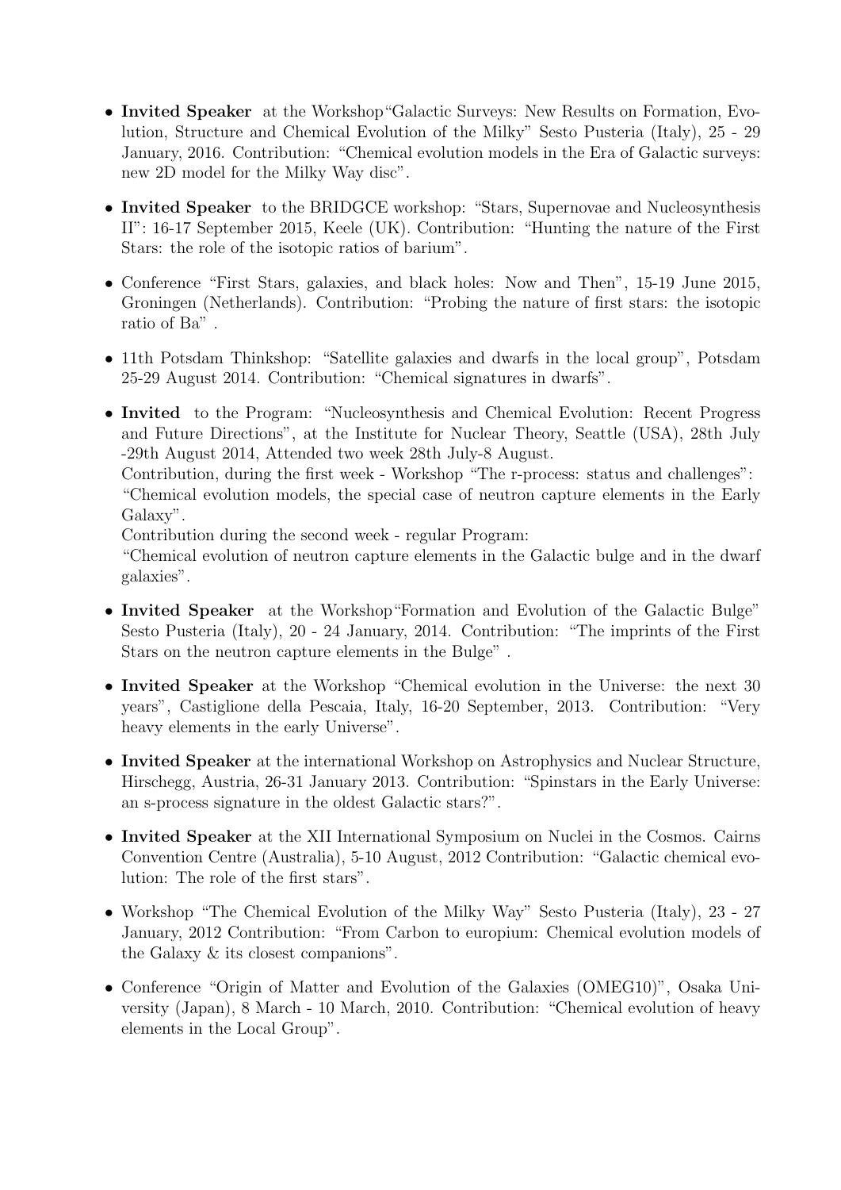- **Invited Speaker** at the Workshop"Galactic Surveys: New Results on Formation, Evolution, Structure and Chemical Evolution of the Milky" Sesto Pusteria (Italy), 25 - 29 January, 2016. Contribution: "Chemical evolution models in the Era of Galactic surveys: new 2D model for the Milky Way disc".

- **Invited Speaker** to the BRIDGCE workshop: "Stars, Supernovae and Nucleosynthesis II": 16-17 September 2015, Keele (UK). Contribution: "Hunting the nature of the First Stars: the role of the isotopic ratios of barium".

- Conference "First Stars, galaxies, and black holes: Now and Then", 15-19 June 2015, Groningen (Netherlands). Contribution: "Probing the nature of first stars: the isotopic ratio of Ba" .

- 11th Potsdam Thinkshop: "Satellite galaxies and dwarfs in the local group", Potsdam 25-29 August 2014. Contribution: "Chemical signatures in dwarfs".

- **Invited** to the Program: "Nucleosynthesis and Chemical Evolution: Recent Progress and Future Directions", at the Institute for Nuclear Theory, Seattle (USA), 28th July -29th August 2014, Attended two week 28th July-8 August.
  Contribution, during the first week - Workshop "The r-process: status and challenges": "Chemical evolution models, the special case of neutron capture elements in the Early Galaxy".
  Contribution during the second week - regular Program:
  "Chemical evolution of neutron capture elements in the Galactic bulge and in the dwarf galaxies".

- **Invited Speaker** at the Workshop"Formation and Evolution of the Galactic Bulge" Sesto Pusteria (Italy), 20 - 24 January, 2014. Contribution: "The imprints of the First Stars on the neutron capture elements in the Bulge" .

- **Invited Speaker** at the Workshop "Chemical evolution in the Universe: the next 30 years", Castiglione della Pescaia, Italy, 16-20 September, 2013. Contribution: "Very heavy elements in the early Universe".

- **Invited Speaker** at the international Workshop on Astrophysics and Nuclear Structure, Hirschegg, Austria, 26-31 January 2013. Contribution: "Spinstars in the Early Universe: an s-process signature in the oldest Galactic stars?".

- **Invited Speaker** at the XII International Symposium on Nuclei in the Cosmos. Cairns Convention Centre (Australia), 5-10 August, 2012 Contribution: "Galactic chemical evolution: The role of the first stars".

- Workshop "The Chemical Evolution of the Milky Way" Sesto Pusteria (Italy), 23 - 27 January, 2012 Contribution: "From Carbon to europium: Chemical evolution models of the Galaxy & its closest companions".

- Conference "Origin of Matter and Evolution of the Galaxies (OMEG10)", Osaka University (Japan), 8 March - 10 March, 2010. Contribution: "Chemical evolution of heavy elements in the Local Group".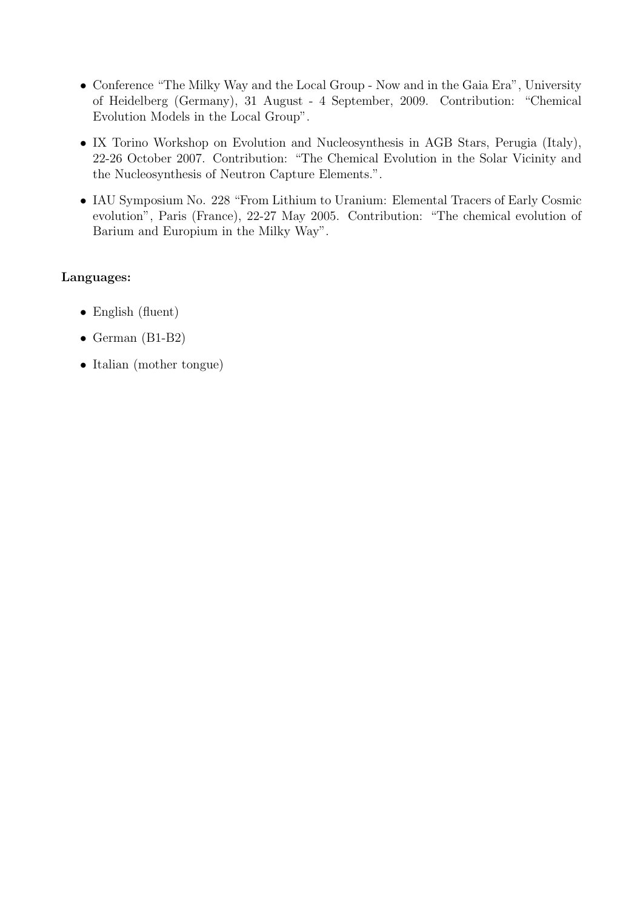- Conference “The Milky Way and the Local Group - Now and in the Gaia Era”, University of Heidelberg (Germany), 31 August - 4 September, 2009. Contribution: “Chemical Evolution Models in the Local Group”.
- IX Torino Workshop on Evolution and Nucleosynthesis in AGB Stars, Perugia (Italy), 22-26 October 2007. Contribution: “The Chemical Evolution in the Solar Vicinity and the Nucleosynthesis of Neutron Capture Elements.”.
- IAU Symposium No. 228 “From Lithium to Uranium: Elemental Tracers of Early Cosmic evolution”, Paris (France), 22-27 May 2005. Contribution: “The chemical evolution of Barium and Europium in the Milky Way”.

**Languages:**

- English (fluent)
- German (B1-B2)
- Italian (mother tongue)